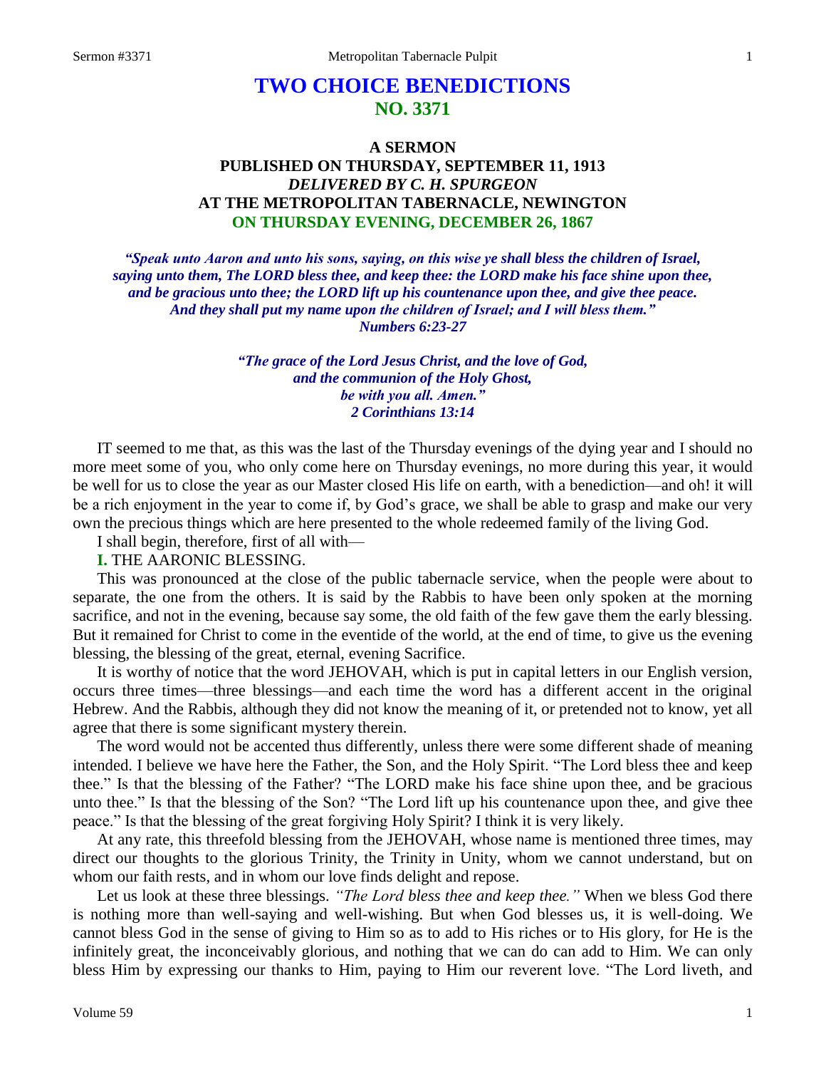# TWO CHOICE BENEDICTIONS
## NO. 3371

### A SERMON
### PUBLISHED ON THURSDAY, SEPTEMBER 11, 1913
### *DELIVERED BY C. H. SPURGEON*
### AT THE METROPOLITAN TABERNACLE, NEWINGTON
### ON THURSDAY EVENING, DECEMBER 26, 1867

***"Speak unto Aaron and unto his sons, saying, on this wise ye shall bless the children of Israel, saying unto them, The LORD bless thee, and keep thee: the LORD make his face shine upon thee, and be gracious unto thee; the LORD lift up his countenance upon thee, and give thee peace. And they shall put my name upon the children of Israel; and I will bless them." Numbers 6:23-27***

***"The grace of the Lord Jesus Christ, and the love of God, and the communion of the Holy Ghost, be with you all. Amen." 2 Corinthians 13:14***

IT seemed to me that, as this was the last of the Thursday evenings of the dying year and I should no more meet some of you, who only come here on Thursday evenings, no more during this year, it would be well for us to close the year as our Master closed His life on earth, with a benediction—and oh! it will be a rich enjoyment in the year to come if, by God's grace, we shall be able to grasp and make our very own the precious things which are here presented to the whole redeemed family of the living God.

I shall begin, therefore, first of all with—

**I.** THE AARONIC BLESSING.

This was pronounced at the close of the public tabernacle service, when the people were about to separate, the one from the others. It is said by the Rabbis to have been only spoken at the morning sacrifice, and not in the evening, because say some, the old faith of the few gave them the early blessing. But it remained for Christ to come in the eventide of the world, at the end of time, to give us the evening blessing, the blessing of the great, eternal, evening Sacrifice.

It is worthy of notice that the word JEHOVAH, which is put in capital letters in our English version, occurs three times—three blessings—and each time the word has a different accent in the original Hebrew. And the Rabbis, although they did not know the meaning of it, or pretended not to know, yet all agree that there is some significant mystery therein.

The word would not be accented thus differently, unless there were some different shade of meaning intended. I believe we have here the Father, the Son, and the Holy Spirit. "The Lord bless thee and keep thee." Is that the blessing of the Father? "The LORD make his face shine upon thee, and be gracious unto thee." Is that the blessing of the Son? "The Lord lift up his countenance upon thee, and give thee peace." Is that the blessing of the great forgiving Holy Spirit? I think it is very likely.

At any rate, this threefold blessing from the JEHOVAH, whose name is mentioned three times, may direct our thoughts to the glorious Trinity, the Trinity in Unity, whom we cannot understand, but on whom our faith rests, and in whom our love finds delight and repose.

Let us look at these three blessings. *"The Lord bless thee and keep thee."* When we bless God there is nothing more than well-saying and well-wishing. But when God blesses us, it is well-doing. We cannot bless God in the sense of giving to Him so as to add to His riches or to His glory, for He is the infinitely great, the inconceivably glorious, and nothing that we can do can add to Him. We can only bless Him by expressing our thanks to Him, paying to Him our reverent love. "The Lord liveth, and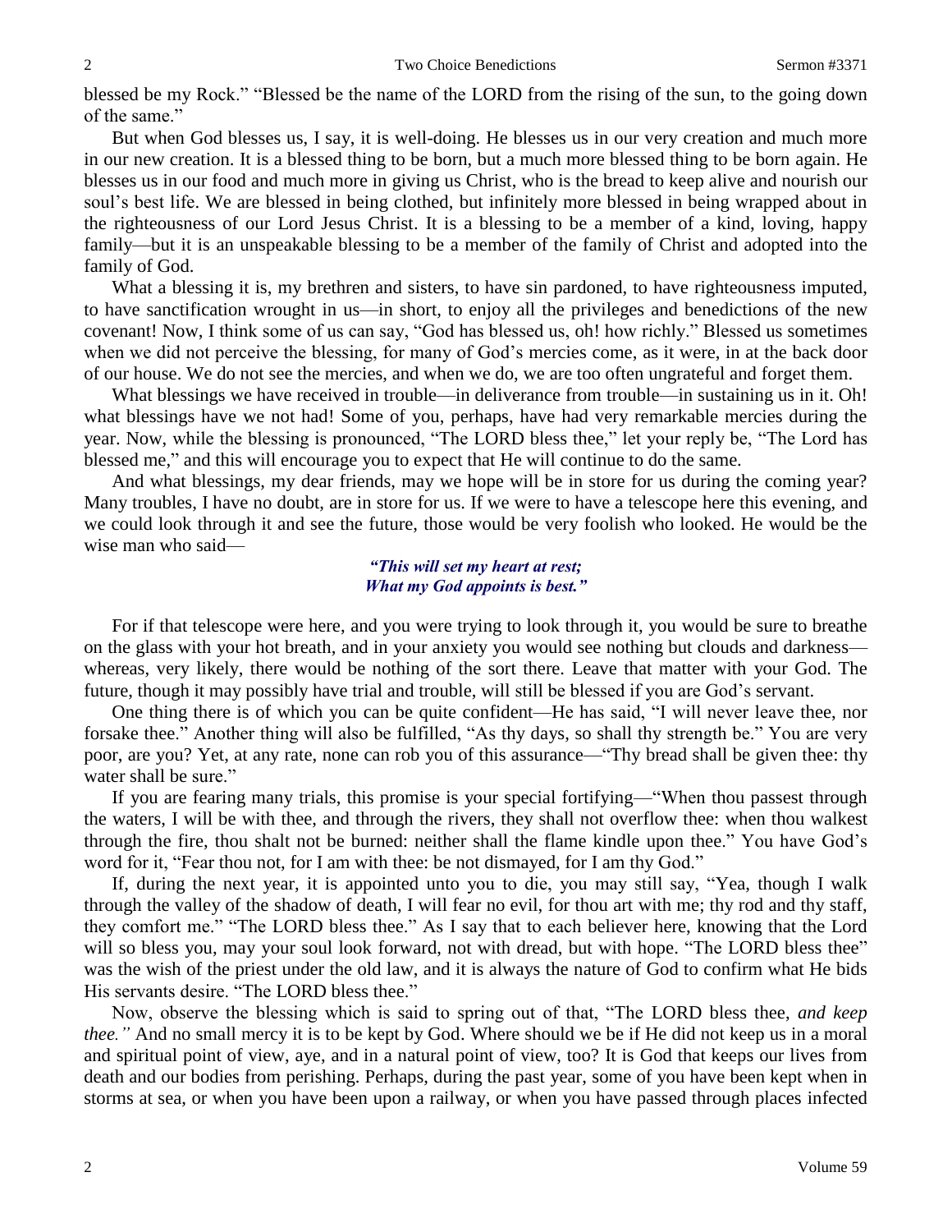blessed be my Rock." "Blessed be the name of the LORD from the rising of the sun, to the going down of the same."

But when God blesses us, I say, it is well-doing. He blesses us in our very creation and much more in our new creation. It is a blessed thing to be born, but a much more blessed thing to be born again. He blesses us in our food and much more in giving us Christ, who is the bread to keep alive and nourish our soul's best life. We are blessed in being clothed, but infinitely more blessed in being wrapped about in the righteousness of our Lord Jesus Christ. It is a blessing to be a member of a kind, loving, happy family—but it is an unspeakable blessing to be a member of the family of Christ and adopted into the family of God.

What a blessing it is, my brethren and sisters, to have sin pardoned, to have righteousness imputed, to have sanctification wrought in us—in short, to enjoy all the privileges and benedictions of the new covenant! Now, I think some of us can say, "God has blessed us, oh! how richly." Blessed us sometimes when we did not perceive the blessing, for many of God's mercies come, as it were, in at the back door of our house. We do not see the mercies, and when we do, we are too often ungrateful and forget them.

What blessings we have received in trouble—in deliverance from trouble—in sustaining us in it. Oh! what blessings have we not had! Some of you, perhaps, have had very remarkable mercies during the year. Now, while the blessing is pronounced, "The LORD bless thee," let your reply be, "The Lord has blessed me," and this will encourage you to expect that He will continue to do the same.

And what blessings, my dear friends, may we hope will be in store for us during the coming year? Many troubles, I have no doubt, are in store for us. If we were to have a telescope here this evening, and we could look through it and see the future, those would be very foolish who looked. He would be the wise man who said—

> ***"This will set my heart at rest;***
> ***What my God appoints is best."***

For if that telescope were here, and you were trying to look through it, you would be sure to breathe on the glass with your hot breath, and in your anxiety you would see nothing but clouds and darkness—whereas, very likely, there would be nothing of the sort there. Leave that matter with your God. The future, though it may possibly have trial and trouble, will still be blessed if you are God's servant.

One thing there is of which you can be quite confident—He has said, "I will never leave thee, nor forsake thee." Another thing will also be fulfilled, "As thy days, so shall thy strength be." You are very poor, are you? Yet, at any rate, none can rob you of this assurance—"Thy bread shall be given thee: thy water shall be sure."

If you are fearing many trials, this promise is your special fortifying—"When thou passest through the waters, I will be with thee, and through the rivers, they shall not overflow thee: when thou walkest through the fire, thou shalt not be burned: neither shall the flame kindle upon thee." You have God's word for it, "Fear thou not, for I am with thee: be not dismayed, for I am thy God."

If, during the next year, it is appointed unto you to die, you may still say, "Yea, though I walk through the valley of the shadow of death, I will fear no evil, for thou art with me; thy rod and thy staff, they comfort me." "The LORD bless thee." As I say that to each believer here, knowing that the Lord will so bless you, may your soul look forward, not with dread, but with hope. "The LORD bless thee" was the wish of the priest under the old law, and it is always the nature of God to confirm what He bids His servants desire. "The LORD bless thee."

Now, observe the blessing which is said to spring out of that, "The LORD bless thee, *and keep thee."* And no small mercy it is to be kept by God. Where should we be if He did not keep us in a moral and spiritual point of view, aye, and in a natural point of view, too? It is God that keeps our lives from death and our bodies from perishing. Perhaps, during the past year, some of you have been kept when in storms at sea, or when you have been upon a railway, or when you have passed through places infected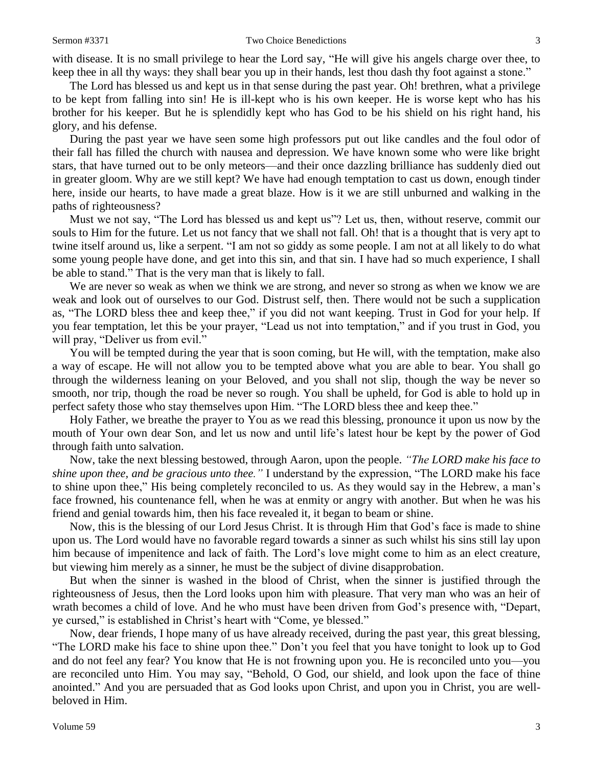with disease. It is no small privilege to hear the Lord say, "He will give his angels charge over thee, to keep thee in all thy ways: they shall bear you up in their hands, lest thou dash thy foot against a stone."

The Lord has blessed us and kept us in that sense during the past year. Oh! brethren, what a privilege to be kept from falling into sin! He is ill-kept who is his own keeper. He is worse kept who has his brother for his keeper. But he is splendidly kept who has God to be his shield on his right hand, his glory, and his defense.

During the past year we have seen some high professors put out like candles and the foul odor of their fall has filled the church with nausea and depression. We have known some who were like bright stars, that have turned out to be only meteors—and their once dazzling brilliance has suddenly died out in greater gloom. Why are we still kept? We have had enough temptation to cast us down, enough tinder here, inside our hearts, to have made a great blaze. How is it we are still unburned and walking in the paths of righteousness?

Must we not say, "The Lord has blessed us and kept us"? Let us, then, without reserve, commit our souls to Him for the future. Let us not fancy that we shall not fall. Oh! that is a thought that is very apt to twine itself around us, like a serpent. "I am not so giddy as some people. I am not at all likely to do what some young people have done, and get into this sin, and that sin. I have had so much experience, I shall be able to stand." That is the very man that is likely to fall.

We are never so weak as when we think we are strong, and never so strong as when we know we are weak and look out of ourselves to our God. Distrust self, then. There would not be such a supplication as, "The LORD bless thee and keep thee," if you did not want keeping. Trust in God for your help. If you fear temptation, let this be your prayer, "Lead us not into temptation," and if you trust in God, you will pray, "Deliver us from evil."

You will be tempted during the year that is soon coming, but He will, with the temptation, make also a way of escape. He will not allow you to be tempted above what you are able to bear. You shall go through the wilderness leaning on your Beloved, and you shall not slip, though the way be never so smooth, nor trip, though the road be never so rough. You shall be upheld, for God is able to hold up in perfect safety those who stay themselves upon Him. "The LORD bless thee and keep thee."

Holy Father, we breathe the prayer to You as we read this blessing, pronounce it upon us now by the mouth of Your own dear Son, and let us now and until life's latest hour be kept by the power of God through faith unto salvation.

Now, take the next blessing bestowed, through Aaron, upon the people. *"The LORD make his face to shine upon thee, and be gracious unto thee."* I understand by the expression, "The LORD make his face to shine upon thee," His being completely reconciled to us. As they would say in the Hebrew, a man's face frowned, his countenance fell, when he was at enmity or angry with another. But when he was his friend and genial towards him, then his face revealed it, it began to beam or shine.

Now, this is the blessing of our Lord Jesus Christ. It is through Him that God's face is made to shine upon us. The Lord would have no favorable regard towards a sinner as such whilst his sins still lay upon him because of impenitence and lack of faith. The Lord's love might come to him as an elect creature, but viewing him merely as a sinner, he must be the subject of divine disapprobation.

But when the sinner is washed in the blood of Christ, when the sinner is justified through the righteousness of Jesus, then the Lord looks upon him with pleasure. That very man who was an heir of wrath becomes a child of love. And he who must have been driven from God's presence with, "Depart, ye cursed," is established in Christ's heart with "Come, ye blessed."

Now, dear friends, I hope many of us have already received, during the past year, this great blessing, "The LORD make his face to shine upon thee." Don't you feel that you have tonight to look up to God and do not feel any fear? You know that He is not frowning upon you. He is reconciled unto you—you are reconciled unto Him. You may say, "Behold, O God, our shield, and look upon the face of thine anointed." And you are persuaded that as God looks upon Christ, and upon you in Christ, you are well-beloved in Him.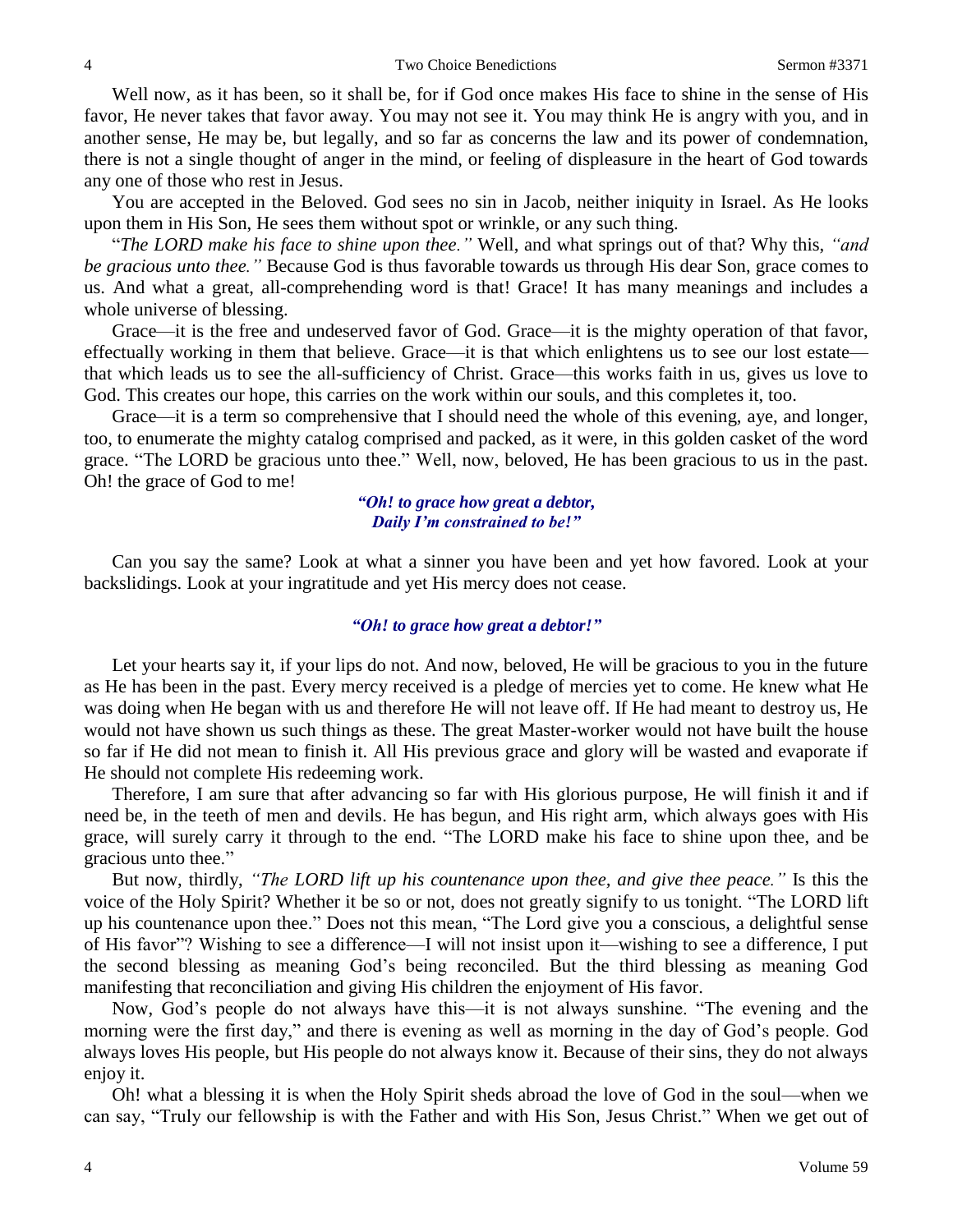Well now, as it has been, so it shall be, for if God once makes His face to shine in the sense of His favor, He never takes that favor away. You may not see it. You may think He is angry with you, and in another sense, He may be, but legally, and so far as concerns the law and its power of condemnation, there is not a single thought of anger in the mind, or feeling of displeasure in the heart of God towards any one of those who rest in Jesus.

You are accepted in the Beloved. God sees no sin in Jacob, neither iniquity in Israel. As He looks upon them in His Son, He sees them without spot or wrinkle, or any such thing.

"*The LORD make his face to shine upon thee."* Well, and what springs out of that? Why this, *"and be gracious unto thee."* Because God is thus favorable towards us through His dear Son, grace comes to us. And what a great, all-comprehending word is that! Grace! It has many meanings and includes a whole universe of blessing.

Grace—it is the free and undeserved favor of God. Grace—it is the mighty operation of that favor, effectually working in them that believe. Grace—it is that which enlightens us to see our lost estate—that which leads us to see the all-sufficiency of Christ. Grace—this works faith in us, gives us love to God. This creates our hope, this carries on the work within our souls, and this completes it, too.

Grace—it is a term so comprehensive that I should need the whole of this evening, aye, and longer, too, to enumerate the mighty catalog comprised and packed, as it were, in this golden casket of the word grace. "The LORD be gracious unto thee." Well, now, beloved, He has been gracious to us in the past. Oh! the grace of God to me!

***"Oh! to grace how great a debtor,***
***Daily I'm constrained to be!"***

Can you say the same? Look at what a sinner you have been and yet how favored. Look at your backslidings. Look at your ingratitude and yet His mercy does not cease.

***"Oh! to grace how great a debtor!"***

Let your hearts say it, if your lips do not. And now, beloved, He will be gracious to you in the future as He has been in the past. Every mercy received is a pledge of mercies yet to come. He knew what He was doing when He began with us and therefore He will not leave off. If He had meant to destroy us, He would not have shown us such things as these. The great Master-worker would not have built the house so far if He did not mean to finish it. All His previous grace and glory will be wasted and evaporate if He should not complete His redeeming work.

Therefore, I am sure that after advancing so far with His glorious purpose, He will finish it and if need be, in the teeth of men and devils. He has begun, and His right arm, which always goes with His grace, will surely carry it through to the end. "The LORD make his face to shine upon thee, and be gracious unto thee."

But now, thirdly, *"The LORD lift up his countenance upon thee, and give thee peace."* Is this the voice of the Holy Spirit? Whether it be so or not, does not greatly signify to us tonight. "The LORD lift up his countenance upon thee." Does not this mean, "The Lord give you a conscious, a delightful sense of His favor"? Wishing to see a difference—I will not insist upon it—wishing to see a difference, I put the second blessing as meaning God's being reconciled. But the third blessing as meaning God manifesting that reconciliation and giving His children the enjoyment of His favor.

Now, God's people do not always have this—it is not always sunshine. "The evening and the morning were the first day," and there is evening as well as morning in the day of God's people. God always loves His people, but His people do not always know it. Because of their sins, they do not always enjoy it.

Oh! what a blessing it is when the Holy Spirit sheds abroad the love of God in the soul—when we can say, "Truly our fellowship is with the Father and with His Son, Jesus Christ." When we get out of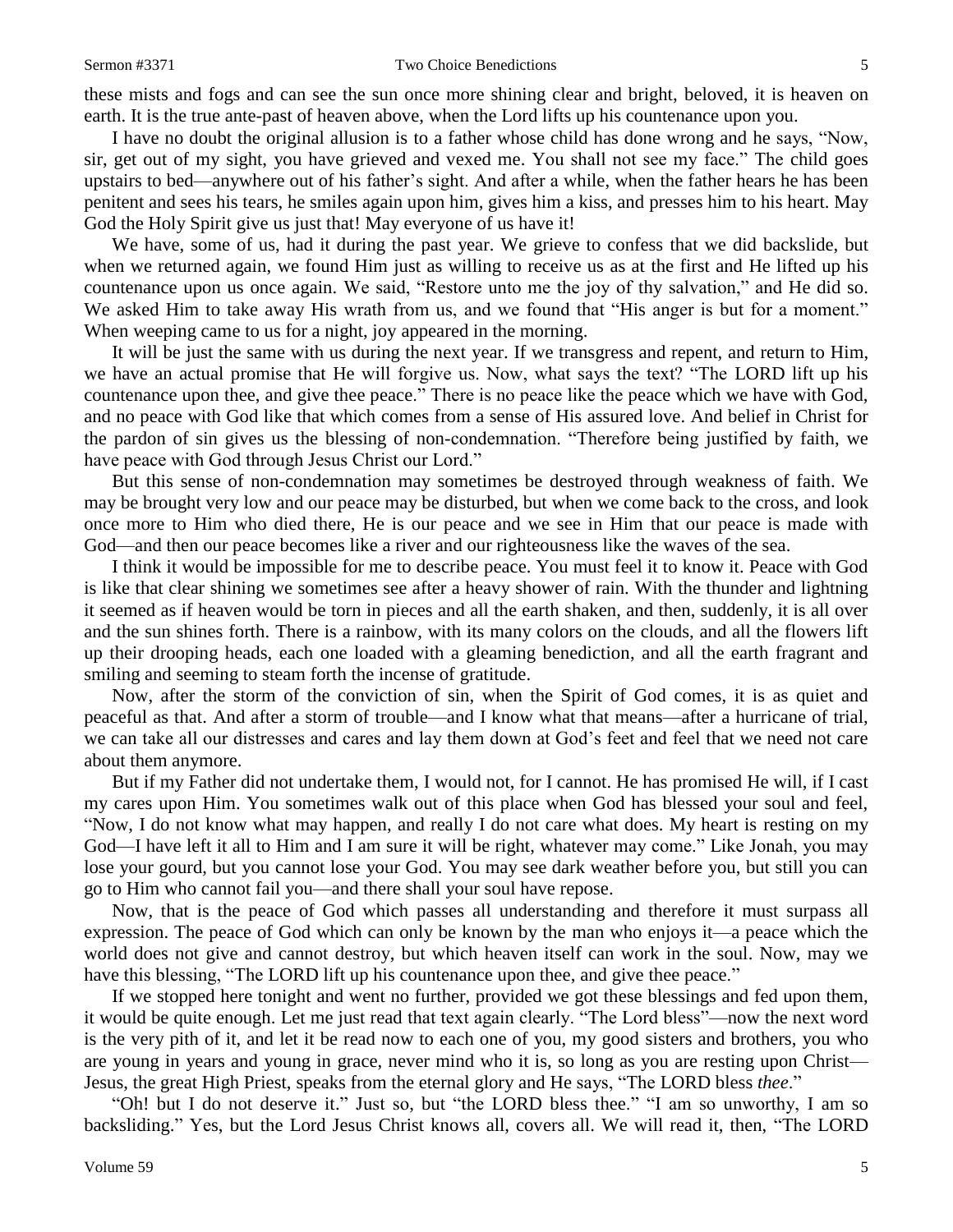these mists and fogs and can see the sun once more shining clear and bright, beloved, it is heaven on earth. It is the true ante-past of heaven above, when the Lord lifts up his countenance upon you.

I have no doubt the original allusion is to a father whose child has done wrong and he says, "Now, sir, get out of my sight, you have grieved and vexed me. You shall not see my face." The child goes upstairs to bed—anywhere out of his father's sight. And after a while, when the father hears he has been penitent and sees his tears, he smiles again upon him, gives him a kiss, and presses him to his heart. May God the Holy Spirit give us just that! May everyone of us have it!

We have, some of us, had it during the past year. We grieve to confess that we did backslide, but when we returned again, we found Him just as willing to receive us as at the first and He lifted up his countenance upon us once again. We said, "Restore unto me the joy of thy salvation," and He did so. We asked Him to take away His wrath from us, and we found that "His anger is but for a moment." When weeping came to us for a night, joy appeared in the morning.

It will be just the same with us during the next year. If we transgress and repent, and return to Him, we have an actual promise that He will forgive us. Now, what says the text? "The LORD lift up his countenance upon thee, and give thee peace." There is no peace like the peace which we have with God, and no peace with God like that which comes from a sense of His assured love. And belief in Christ for the pardon of sin gives us the blessing of non-condemnation. "Therefore being justified by faith, we have peace with God through Jesus Christ our Lord."

But this sense of non-condemnation may sometimes be destroyed through weakness of faith. We may be brought very low and our peace may be disturbed, but when we come back to the cross, and look once more to Him who died there, He is our peace and we see in Him that our peace is made with God—and then our peace becomes like a river and our righteousness like the waves of the sea.

I think it would be impossible for me to describe peace. You must feel it to know it. Peace with God is like that clear shining we sometimes see after a heavy shower of rain. With the thunder and lightning it seemed as if heaven would be torn in pieces and all the earth shaken, and then, suddenly, it is all over and the sun shines forth. There is a rainbow, with its many colors on the clouds, and all the flowers lift up their drooping heads, each one loaded with a gleaming benediction, and all the earth fragrant and smiling and seeming to steam forth the incense of gratitude.

Now, after the storm of the conviction of sin, when the Spirit of God comes, it is as quiet and peaceful as that. And after a storm of trouble—and I know what that means—after a hurricane of trial, we can take all our distresses and cares and lay them down at God's feet and feel that we need not care about them anymore.

But if my Father did not undertake them, I would not, for I cannot. He has promised He will, if I cast my cares upon Him. You sometimes walk out of this place when God has blessed your soul and feel, "Now, I do not know what may happen, and really I do not care what does. My heart is resting on my God—I have left it all to Him and I am sure it will be right, whatever may come." Like Jonah, you may lose your gourd, but you cannot lose your God. You may see dark weather before you, but still you can go to Him who cannot fail you—and there shall your soul have repose.

Now, that is the peace of God which passes all understanding and therefore it must surpass all expression. The peace of God which can only be known by the man who enjoys it—a peace which the world does not give and cannot destroy, but which heaven itself can work in the soul. Now, may we have this blessing, "The LORD lift up his countenance upon thee, and give thee peace."

If we stopped here tonight and went no further, provided we got these blessings and fed upon them, it would be quite enough. Let me just read that text again clearly. "The Lord bless"—now the next word is the very pith of it, and let it be read now to each one of you, my good sisters and brothers, you who are young in years and young in grace, never mind who it is, so long as you are resting upon Christ—Jesus, the great High Priest, speaks from the eternal glory and He says, "The LORD bless *thee*."

"Oh! but I do not deserve it." Just so, but "the LORD bless thee." "I am so unworthy, I am so backsliding." Yes, but the Lord Jesus Christ knows all, covers all. We will read it, then, "The LORD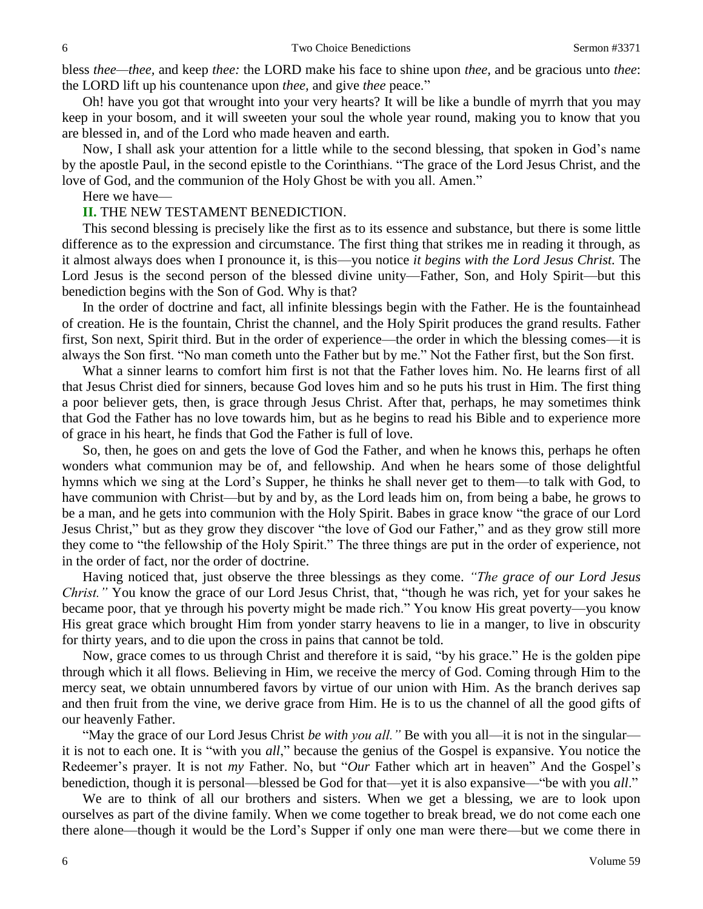bless *thee—thee,* and keep *thee:* the LORD make his face to shine upon *thee,* and be gracious unto *thee*: the LORD lift up his countenance upon *thee,* and give *thee* peace."

Oh! have you got that wrought into your very hearts? It will be like a bundle of myrrh that you may keep in your bosom, and it will sweeten your soul the whole year round, making you to know that you are blessed in, and of the Lord who made heaven and earth.

Now, I shall ask your attention for a little while to the second blessing, that spoken in God's name by the apostle Paul, in the second epistle to the Corinthians. "The grace of the Lord Jesus Christ, and the love of God, and the communion of the Holy Ghost be with you all. Amen."

Here we have—

**II.** THE NEW TESTAMENT BENEDICTION.

This second blessing is precisely like the first as to its essence and substance, but there is some little difference as to the expression and circumstance. The first thing that strikes me in reading it through, as it almost always does when I pronounce it, is this—you notice *it begins with the Lord Jesus Christ.* The Lord Jesus is the second person of the blessed divine unity—Father, Son, and Holy Spirit—but this benediction begins with the Son of God. Why is that?

In the order of doctrine and fact, all infinite blessings begin with the Father. He is the fountainhead of creation. He is the fountain, Christ the channel, and the Holy Spirit produces the grand results. Father first, Son next, Spirit third. But in the order of experience—the order in which the blessing comes—it is always the Son first. "No man cometh unto the Father but by me." Not the Father first, but the Son first.

What a sinner learns to comfort him first is not that the Father loves him. No. He learns first of all that Jesus Christ died for sinners, because God loves him and so he puts his trust in Him. The first thing a poor believer gets, then, is grace through Jesus Christ. After that, perhaps, he may sometimes think that God the Father has no love towards him, but as he begins to read his Bible and to experience more of grace in his heart, he finds that God the Father is full of love.

So, then, he goes on and gets the love of God the Father, and when he knows this, perhaps he often wonders what communion may be of, and fellowship. And when he hears some of those delightful hymns which we sing at the Lord's Supper, he thinks he shall never get to them—to talk with God, to have communion with Christ—but by and by, as the Lord leads him on, from being a babe, he grows to be a man, and he gets into communion with the Holy Spirit. Babes in grace know "the grace of our Lord Jesus Christ," but as they grow they discover "the love of God our Father," and as they grow still more they come to "the fellowship of the Holy Spirit." The three things are put in the order of experience, not in the order of fact, nor the order of doctrine.

Having noticed that, just observe the three blessings as they come. *"The grace of our Lord Jesus Christ."* You know the grace of our Lord Jesus Christ, that, "though he was rich, yet for your sakes he became poor, that ye through his poverty might be made rich." You know His great poverty—you know His great grace which brought Him from yonder starry heavens to lie in a manger, to live in obscurity for thirty years, and to die upon the cross in pains that cannot be told.

Now, grace comes to us through Christ and therefore it is said, "by his grace." He is the golden pipe through which it all flows. Believing in Him, we receive the mercy of God. Coming through Him to the mercy seat, we obtain unnumbered favors by virtue of our union with Him. As the branch derives sap and then fruit from the vine, we derive grace from Him. He is to us the channel of all the good gifts of our heavenly Father.

"May the grace of our Lord Jesus Christ *be with you all."* Be with you all—it is not in the singular—it is not to each one. It is "with you *all*," because the genius of the Gospel is expansive. You notice the Redeemer's prayer. It is not *my* Father. No, but "*Our* Father which art in heaven" And the Gospel's benediction, though it is personal—blessed be God for that—yet it is also expansive—"be with you *all*."

We are to think of all our brothers and sisters. When we get a blessing, we are to look upon ourselves as part of the divine family. When we come together to break bread, we do not come each one there alone—though it would be the Lord's Supper if only one man were there—but we come there in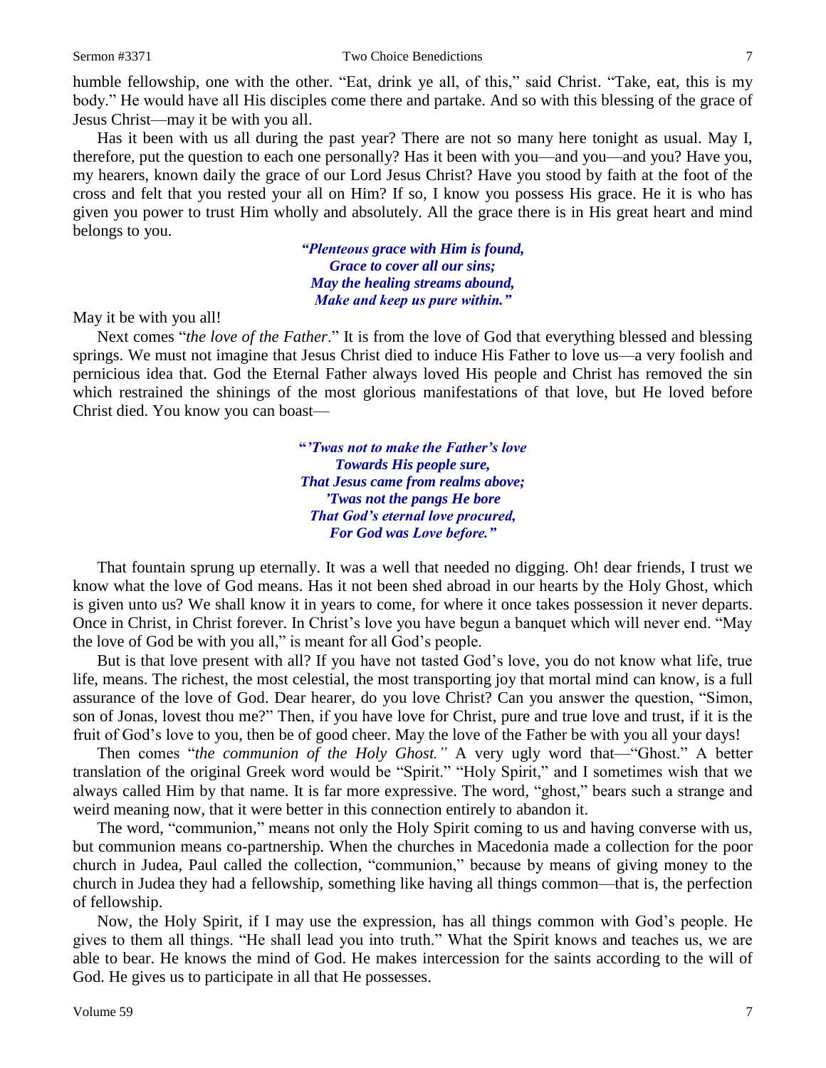humble fellowship, one with the other. "Eat, drink ye all, of this," said Christ. "Take, eat, this is my body." He would have all His disciples come there and partake. And so with this blessing of the grace of Jesus Christ—may it be with you all.

Has it been with us all during the past year? There are not so many here tonight as usual. May I, therefore, put the question to each one personally? Has it been with you—and you—and you? Have you, my hearers, known daily the grace of our Lord Jesus Christ? Have you stood by faith at the foot of the cross and felt that you rested your all on Him? If so, I know you possess His grace. He it is who has given you power to trust Him wholly and absolutely. All the grace there is in His great heart and mind belongs to you.

> ***"Plenteous grace with Him is found,***
> ***Grace to cover all our sins;***
> ***May the healing streams abound,***
> ***Make and keep us pure within."***

May it be with you all!

Next comes "*the love of the Father*." It is from the love of God that everything blessed and blessing springs. We must not imagine that Jesus Christ died to induce His Father to love us—a very foolish and pernicious idea that. God the Eternal Father always loved His people and Christ has removed the sin which restrained the shinings of the most glorious manifestations of that love, but He loved before Christ died. You know you can boast—

> ***"'Twas not to make the Father's love***
> ***Towards His people sure,***
> ***That Jesus came from realms above;***
> ***'Twas not the pangs He bore***
> ***That God's eternal love procured,***
> ***For God was Love before."***

That fountain sprung up eternally. It was a well that needed no digging. Oh! dear friends, I trust we know what the love of God means. Has it not been shed abroad in our hearts by the Holy Ghost, which is given unto us? We shall know it in years to come, for where it once takes possession it never departs. Once in Christ, in Christ forever. In Christ's love you have begun a banquet which will never end. "May the love of God be with you all," is meant for all God's people.

But is that love present with all? If you have not tasted God's love, you do not know what life, true life, means. The richest, the most celestial, the most transporting joy that mortal mind can know, is a full assurance of the love of God. Dear hearer, do you love Christ? Can you answer the question, "Simon, son of Jonas, lovest thou me?" Then, if you have love for Christ, pure and true love and trust, if it is the fruit of God's love to you, then be of good cheer. May the love of the Father be with you all your days!

Then comes "*the communion of the Holy Ghost.*" A very ugly word that—"Ghost." A better translation of the original Greek word would be "Spirit." "Holy Spirit," and I sometimes wish that we always called Him by that name. It is far more expressive. The word, "ghost," bears such a strange and weird meaning now, that it were better in this connection entirely to abandon it.

The word, "communion," means not only the Holy Spirit coming to us and having converse with us, but communion means co-partnership. When the churches in Macedonia made a collection for the poor church in Judea, Paul called the collection, "communion," because by means of giving money to the church in Judea they had a fellowship, something like having all things common—that is, the perfection of fellowship.

Now, the Holy Spirit, if I may use the expression, has all things common with God's people. He gives to them all things. "He shall lead you into truth." What the Spirit knows and teaches us, we are able to bear. He knows the mind of God. He makes intercession for the saints according to the will of God. He gives us to participate in all that He possesses.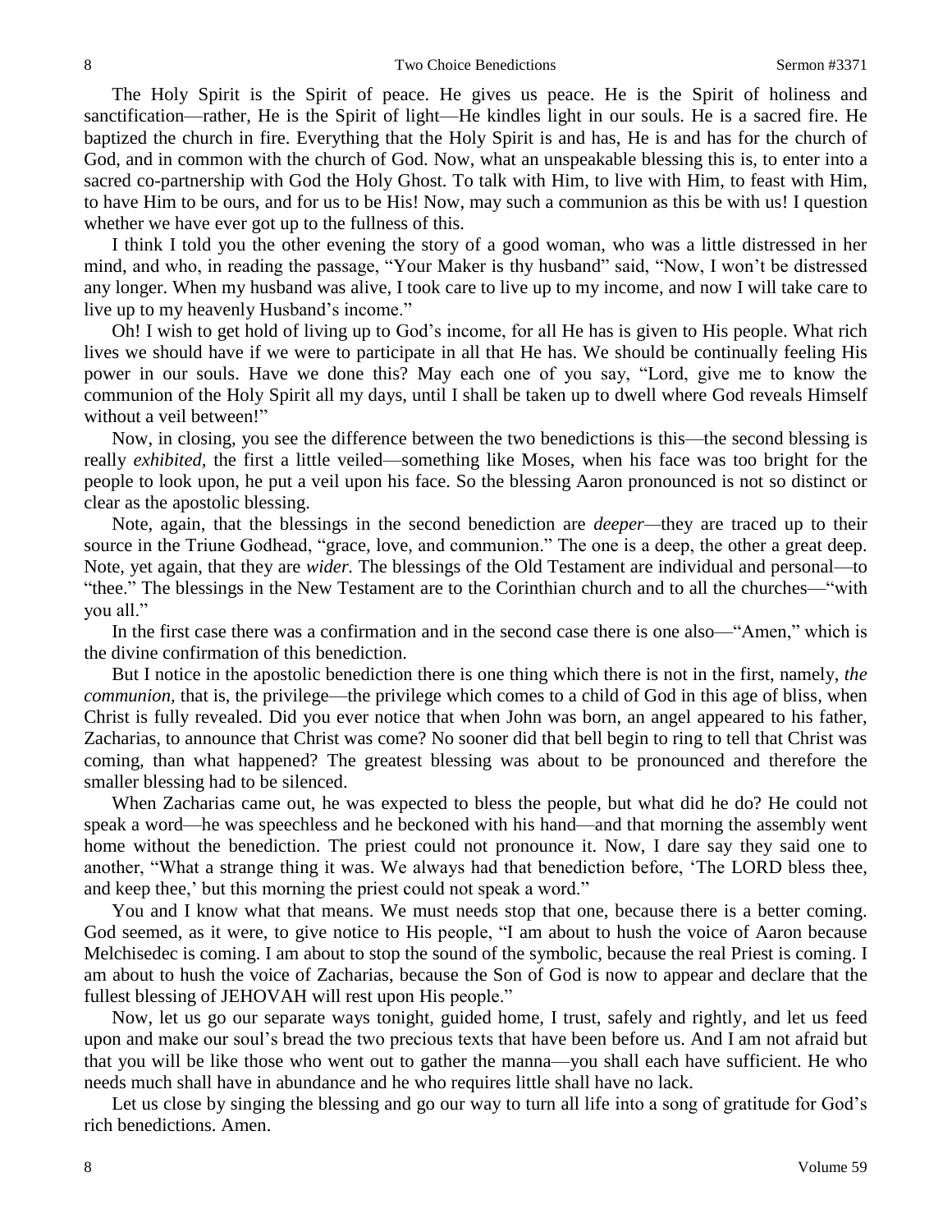The Holy Spirit is the Spirit of peace. He gives us peace. He is the Spirit of holiness and sanctification—rather, He is the Spirit of light—He kindles light in our souls. He is a sacred fire. He baptized the church in fire. Everything that the Holy Spirit is and has, He is and has for the church of God, and in common with the church of God. Now, what an unspeakable blessing this is, to enter into a sacred co-partnership with God the Holy Ghost. To talk with Him, to live with Him, to feast with Him, to have Him to be ours, and for us to be His! Now, may such a communion as this be with us! I question whether we have ever got up to the fullness of this.

I think I told you the other evening the story of a good woman, who was a little distressed in her mind, and who, in reading the passage, "Your Maker is thy husband" said, "Now, I won't be distressed any longer. When my husband was alive, I took care to live up to my income, and now I will take care to live up to my heavenly Husband's income."

Oh! I wish to get hold of living up to God's income, for all He has is given to His people. What rich lives we should have if we were to participate in all that He has. We should be continually feeling His power in our souls. Have we done this? May each one of you say, "Lord, give me to know the communion of the Holy Spirit all my days, until I shall be taken up to dwell where God reveals Himself without a veil between!"

Now, in closing, you see the difference between the two benedictions is this—the second blessing is really *exhibited*, the first a little veiled—something like Moses, when his face was too bright for the people to look upon, he put a veil upon his face. So the blessing Aaron pronounced is not so distinct or clear as the apostolic blessing.

Note, again, that the blessings in the second benediction are *deeper*—they are traced up to their source in the Triune Godhead, "grace, love, and communion." The one is a deep, the other a great deep. Note, yet again, that they are *wider.* The blessings of the Old Testament are individual and personal—to "thee." The blessings in the New Testament are to the Corinthian church and to all the churches—"with you all."

In the first case there was a confirmation and in the second case there is one also—"Amen," which is the divine confirmation of this benediction.

But I notice in the apostolic benediction there is one thing which there is not in the first, namely, *the communion*, that is, the privilege—the privilege which comes to a child of God in this age of bliss, when Christ is fully revealed. Did you ever notice that when John was born, an angel appeared to his father, Zacharias, to announce that Christ was come? No sooner did that bell begin to ring to tell that Christ was coming, than what happened? The greatest blessing was about to be pronounced and therefore the smaller blessing had to be silenced.

When Zacharias came out, he was expected to bless the people, but what did he do? He could not speak a word—he was speechless and he beckoned with his hand—and that morning the assembly went home without the benediction. The priest could not pronounce it. Now, I dare say they said one to another, "What a strange thing it was. We always had that benediction before, 'The LORD bless thee, and keep thee,' but this morning the priest could not speak a word."

You and I know what that means. We must needs stop that one, because there is a better coming. God seemed, as it were, to give notice to His people, "I am about to hush the voice of Aaron because Melchisedec is coming. I am about to stop the sound of the symbolic, because the real Priest is coming. I am about to hush the voice of Zacharias, because the Son of God is now to appear and declare that the fullest blessing of JEHOVAH will rest upon His people."

Now, let us go our separate ways tonight, guided home, I trust, safely and rightly, and let us feed upon and make our soul's bread the two precious texts that have been before us. And I am not afraid but that you will be like those who went out to gather the manna—you shall each have sufficient. He who needs much shall have in abundance and he who requires little shall have no lack.

Let us close by singing the blessing and go our way to turn all life into a song of gratitude for God's rich benedictions. Amen.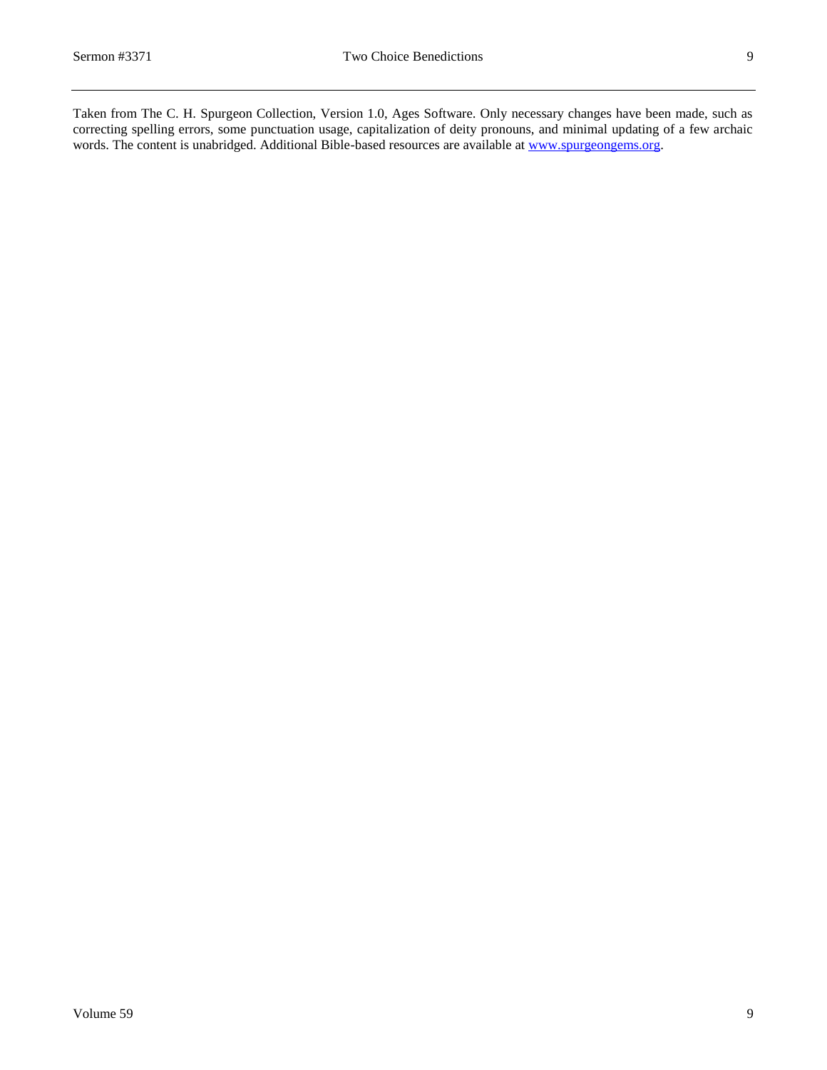Taken from The C. H. Spurgeon Collection, Version 1.0, Ages Software. Only necessary changes have been made, such as correcting spelling errors, some punctuation usage, capitalization of deity pronouns, and minimal updating of a few archaic words. The content is unabridged. Additional Bible-based resources are available at [www.spurgeongems.org](http://www.spurgeongems.org).